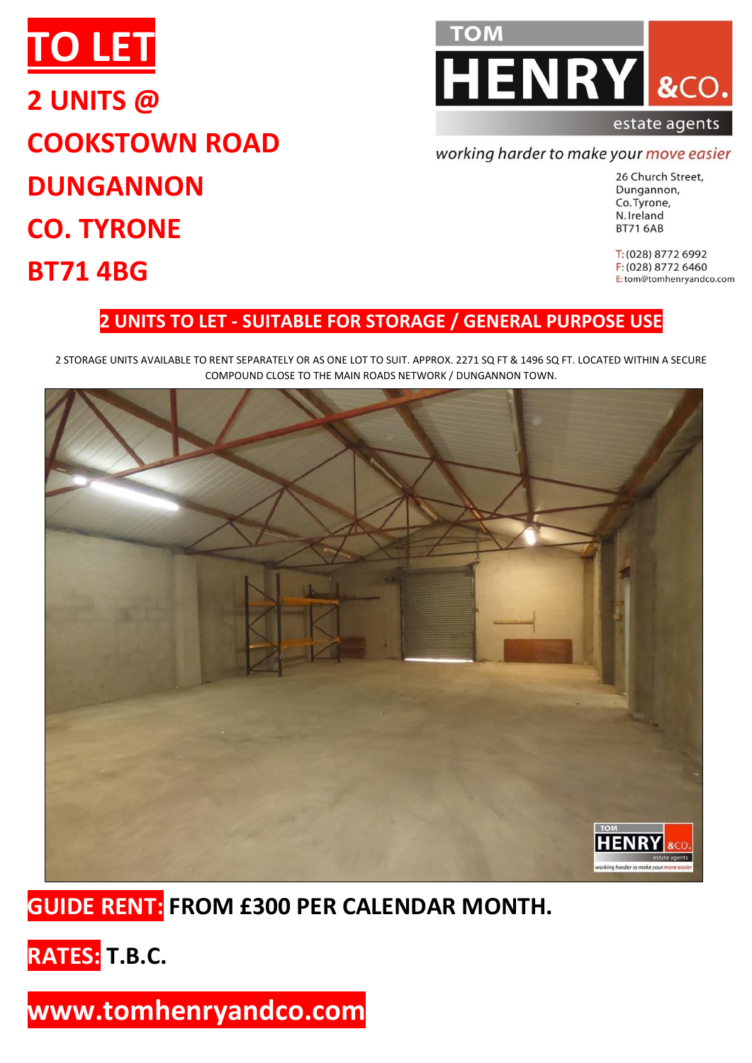# TO LET

## 2 UNITS @ COOKSTOWN ROAD DUNGANNON CO. TYRONE BT71 4BG

TOM HENRY &CO. estate agents

*working harder to make your move easier*

26 Church Street,
Dungannon,
Co.Tyrone,
N.Ireland
BT71 6AB

T: (028) 8772 6992
F: (028) 8772 6460
E: tom@tomhenryandco.com

## 2 UNITS TO LET - SUITABLE FOR STORAGE / GENERAL PURPOSE USE

2 STORAGE UNITS AVAILABLE TO RENT SEPARATELY OR AS ONE LOT TO SUIT. APPROX. 2271 SQ FT & 1496 SQ FT. LOCATED WITHIN A SECURE COMPOUND CLOSE TO THE MAIN ROADS NETWORK / DUNGANNON TOWN.

**GUIDE RENT:** **FROM £300 PER CALENDAR MONTH.**

**RATES:** **T.B.C.**

**www.tomhenryandco.com**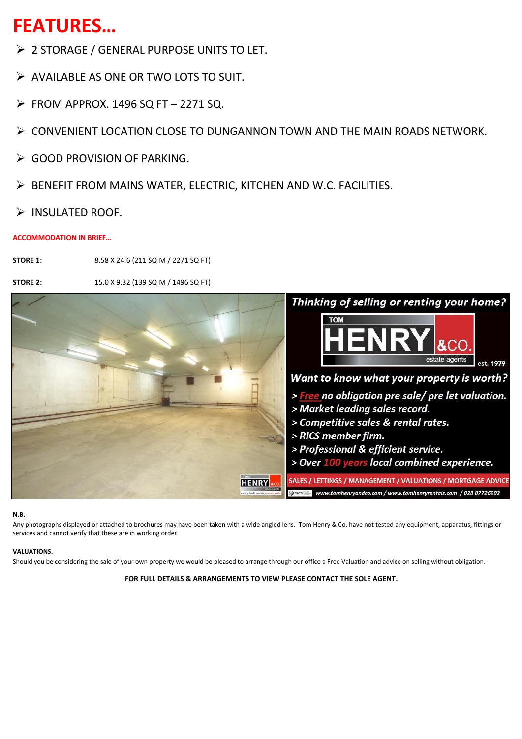# FEATURES…

- 2 STORAGE / GENERAL PURPOSE UNITS TO LET.
- AVAILABLE AS ONE OR TWO LOTS TO SUIT.
- FROM APPROX. 1496 SQ FT – 2271 SQ.
- CONVENIENT LOCATION CLOSE TO DUNGANNON TOWN AND THE MAIN ROADS NETWORK.
- GOOD PROVISION OF PARKING.
- BENEFIT FROM MAINS WATER, ELECTRIC, KITCHEN AND W.C. FACILITIES.
- INSULATED ROOF.

**ACCOMMODATION IN BRIEF…**

**STORE 1:** 8.58 X 24.6 (211 SQ M / 2271 SQ FT)

**STORE 2:** 15.0 X 9.32 (139 SQ M / 1496 SQ FT)

*Thinking of selling or renting your home?*

TOM HENRY &CO. estate agents est. 1979

*Want to know what your property is worth?*

- *> Free no obligation pre sale/ pre let valuation.*
- *> Market leading sales record.*
- *> Competitive sales & rental rates.*
- *> RICS member firm.*
- *> Professional & efficient service.*
- *> Over 100 years local combined experience.*

SALES / LETTINGS / MANAGEMENT / VALUATIONS / MORTGAGE ADVICE

www.tomhenryandco.com / www.tomhenryrentals.com / 028 87726992

**N.B.**

Any photographs displayed or attached to brochures may have been taken with a wide angled lens. Tom Henry & Co. have not tested any equipment, apparatus, fittings or services and cannot verify that these are in working order.

**VALUATIONS.**

Should you be considering the sale of your own property we would be pleased to arrange through our office a Free Valuation and advice on selling without obligation.

**FOR FULL DETAILS & ARRANGEMENTS TO VIEW PLEASE CONTACT THE SOLE AGENT.**